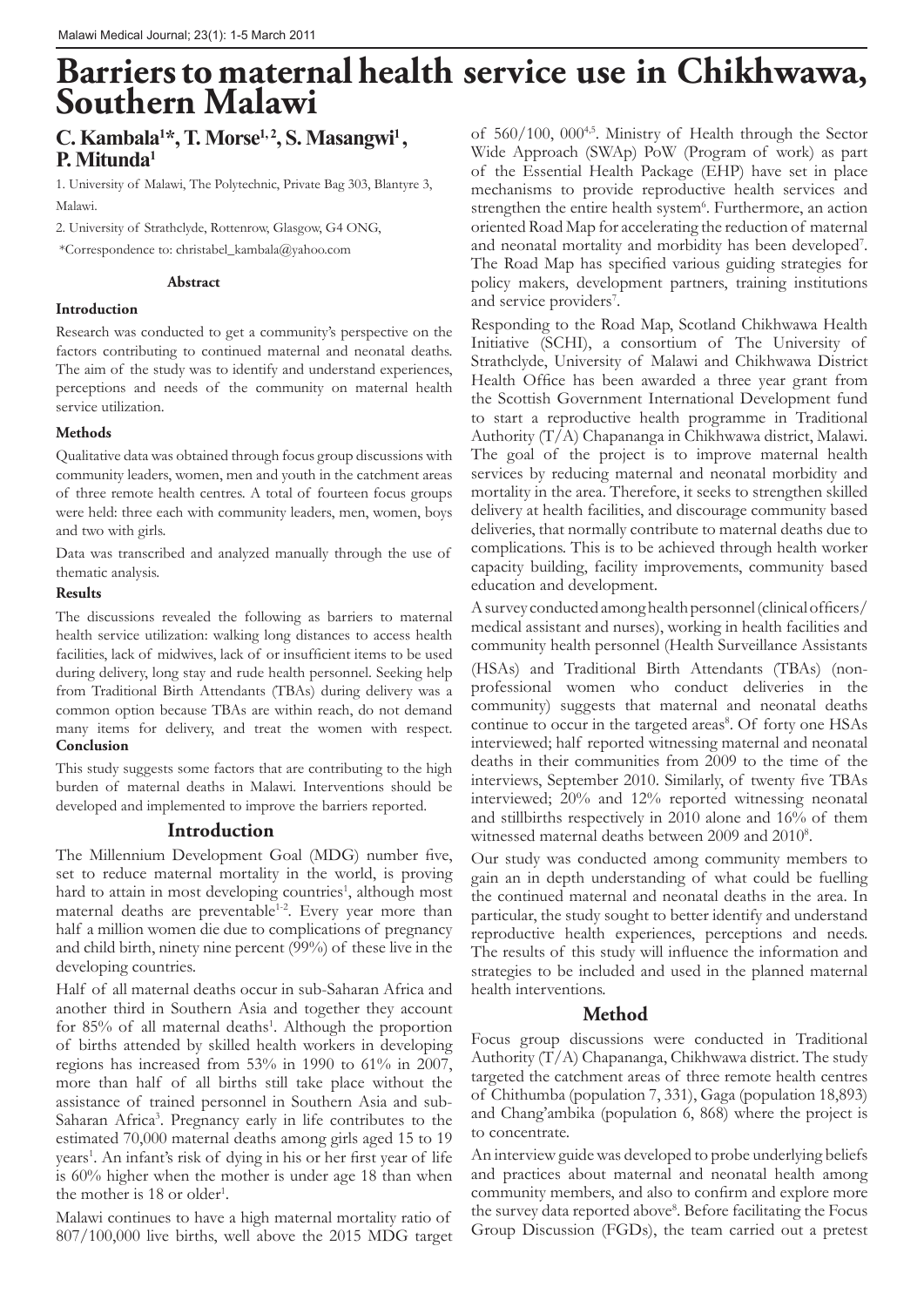# Barriers to maternal health service use in Chikhwawa, Southern Malawi

## C. Kambala[1]*, T. Morse[1,2], S. Masangwi[1], P. Mitunda[1]

1. University of Malawi, The Polytechnic, Private Bag 303, Blantyre 3, Malawi.

2. University of Strathclyde, Rottenrow, Glasgow, G4 ONG,

*Correspondence to: christabel_kambala@yahoo.com

### Abstract

#### Introduction

Research was conducted to get a community's perspective on the factors contributing to continued maternal and neonatal deaths. The aim of the study was to identify and understand experiences, perceptions and needs of the community on maternal health service utilization.

#### Methods

Qualitative data was obtained through focus group discussions with community leaders, women, men and youth in the catchment areas of three remote health centres. A total of fourteen focus groups were held: three each with community leaders, men, women, boys and two with girls.

Data was transcribed and analyzed manually through the use of thematic analysis.

#### Results

The discussions revealed the following as barriers to maternal health service utilization: walking long distances to access health facilities, lack of midwives, lack of or insufficient items to be used during delivery, long stay and rude health personnel. Seeking help from Traditional Birth Attendants (TBAs) during delivery was a common option because TBAs are within reach, do not demand many items for delivery, and treat the women with respect.

#### Conclusion

This study suggests some factors that are contributing to the high burden of maternal deaths in Malawi. Interventions should be developed and implemented to improve the barriers reported.

## Introduction

The Millennium Development Goal (MDG) number five, set to reduce maternal mortality in the world, is proving hard to attain in most developing countries[1], although most maternal deaths are preventable[1-2]. Every year more than half a million women die due to complications of pregnancy and child birth, ninety nine percent (99%) of these live in the developing countries.

Half of all maternal deaths occur in sub-Saharan Africa and another third in Southern Asia and together they account for 85% of all maternal deaths[1]. Although the proportion of births attended by skilled health workers in developing regions has increased from 53% in 1990 to 61% in 2007, more than half of all births still take place without the assistance of trained personnel in Southern Asia and sub-Saharan Africa[3]. Pregnancy early in life contributes to the estimated 70,000 maternal deaths among girls aged 15 to 19 years[1]. An infant's risk of dying in his or her first year of life is 60% higher when the mother is under age 18 than when the mother is 18 or older[1].

Malawi continues to have a high maternal mortality ratio of 807/100,000 live births, well above the 2015 MDG target of 560/100, 000[4,5]. Ministry of Health through the Sector Wide Approach (SWAp) PoW (Program of work) as part of the Essential Health Package (EHP) have set in place mechanisms to provide reproductive health services and strengthen the entire health system[6]. Furthermore, an action oriented Road Map for accelerating the reduction of maternal and neonatal mortality and morbidity has been developed[7]. The Road Map has specified various guiding strategies for policy makers, development partners, training institutions and service providers[7].

Responding to the Road Map, Scotland Chikhwawa Health Initiative (SCHI), a consortium of The University of Strathclyde, University of Malawi and Chikhwawa District Health Office has been awarded a three year grant from the Scottish Government International Development fund to start a reproductive health programme in Traditional Authority (T/A) Chapananga in Chikhwawa district, Malawi. The goal of the project is to improve maternal health services by reducing maternal and neonatal morbidity and mortality in the area. Therefore, it seeks to strengthen skilled delivery at health facilities, and discourage community based deliveries, that normally contribute to maternal deaths due to complications. This is to be achieved through health worker capacity building, facility improvements, community based education and development.

A survey conducted among health personnel (clinical officers/ medical assistant and nurses), working in health facilities and community health personnel (Health Surveillance Assistants (HSAs) and Traditional Birth Attendants (TBAs) (non-professional women who conduct deliveries in the community) suggests that maternal and neonatal deaths continue to occur in the targeted areas[8]. Of forty one HSAs interviewed; half reported witnessing maternal and neonatal deaths in their communities from 2009 to the time of the interviews, September 2010. Similarly, of twenty five TBAs interviewed; 20% and 12% reported witnessing neonatal and stillbirths respectively in 2010 alone and 16% of them witnessed maternal deaths between 2009 and 2010[8].

Our study was conducted among community members to gain an in depth understanding of what could be fuelling the continued maternal and neonatal deaths in the area. In particular, the study sought to better identify and understand reproductive health experiences, perceptions and needs. The results of this study will influence the information and strategies to be included and used in the planned maternal health interventions.

## Method

Focus group discussions were conducted in Traditional Authority (T/A) Chapananga, Chikhwawa district. The study targeted the catchment areas of three remote health centres of Chithumba (population 7, 331), Gaga (population 18,893) and Chang'ambika (population 6, 868) where the project is to concentrate.

An interview guide was developed to probe underlying beliefs and practices about maternal and neonatal health among community members, and also to confirm and explore more the survey data reported above[8]. Before facilitating the Focus Group Discussion (FGDs), the team carried out a pretest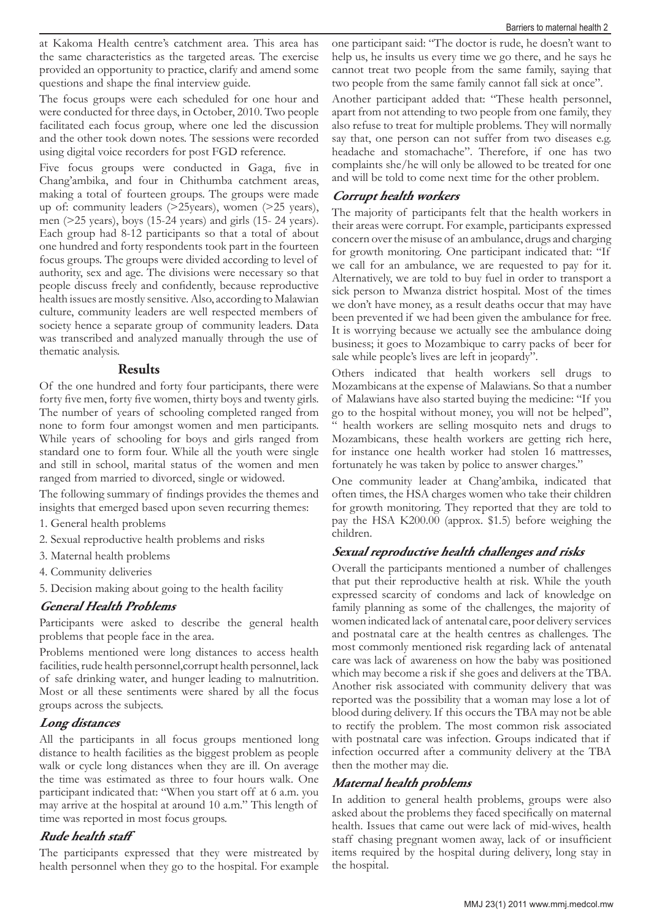at Kakoma Health centre's catchment area. This area has the same characteristics as the targeted areas. The exercise provided an opportunity to practice, clarify and amend some questions and shape the final interview guide.

The focus groups were each scheduled for one hour and were conducted for three days, in October, 2010. Two people facilitated each focus group, where one led the discussion and the other took down notes. The sessions were recorded using digital voice recorders for post FGD reference.

Five focus groups were conducted in Gaga, five in Chang'ambika, and four in Chithumba catchment areas, making a total of fourteen groups. The groups were made up of: community leaders (>25years), women (>25 years), men (>25 years), boys (15-24 years) and girls (15- 24 years). Each group had 8-12 participants so that a total of about one hundred and forty respondents took part in the fourteen focus groups. The groups were divided according to level of authority, sex and age. The divisions were necessary so that people discuss freely and confidently, because reproductive health issues are mostly sensitive. Also, according to Malawian culture, community leaders are well respected members of society hence a separate group of community leaders. Data was transcribed and analyzed manually through the use of thematic analysis.

## Results

Of the one hundred and forty four participants, there were forty five men, forty five women, thirty boys and twenty girls. The number of years of schooling completed ranged from none to form four amongst women and men participants. While years of schooling for boys and girls ranged from standard one to form four. While all the youth were single and still in school, marital status of the women and men ranged from married to divorced, single or widowed.

The following summary of findings provides the themes and insights that emerged based upon seven recurring themes:

1. General health problems
2. Sexual reproductive health problems and risks
3. Maternal health problems
4. Community deliveries
5. Decision making about going to the health facility

### *General Health Problems*

Participants were asked to describe the general health problems that people face in the area.

Problems mentioned were long distances to access health facilities, rude health personnel,corrupt health personnel, lack of safe drinking water, and hunger leading to malnutrition. Most or all these sentiments were shared by all the focus groups across the subjects.

### *Long distances*

All the participants in all focus groups mentioned long distance to health facilities as the biggest problem as people walk or cycle long distances when they are ill. On average the time was estimated as three to four hours walk. One participant indicated that: "When you start off at 6 a.m. you may arrive at the hospital at around 10 a.m." This length of time was reported in most focus groups.

### *Rude health staff*

The participants expressed that they were mistreated by health personnel when they go to the hospital. For example one participant said: "The doctor is rude, he doesn't want to help us, he insults us every time we go there, and he says he cannot treat two people from the same family, saying that two people from the same family cannot fall sick at once".

Another participant added that: "These health personnel, apart from not attending to two people from one family, they also refuse to treat for multiple problems. They will normally say that, one person can not suffer from two diseases e.g. headache and stomachache". Therefore, if one has two complaints she/he will only be allowed to be treated for one and will be told to come next time for the other problem.

### *Corrupt health workers*

The majority of participants felt that the health workers in their areas were corrupt. For example, participants expressed concern over the misuse of an ambulance, drugs and charging for growth monitoring. One participant indicated that: "If we call for an ambulance, we are requested to pay for it. Alternatively, we are told to buy fuel in order to transport a sick person to Mwanza district hospital. Most of the times we don't have money, as a result deaths occur that may have been prevented if we had been given the ambulance for free. It is worrying because we actually see the ambulance doing business; it goes to Mozambique to carry packs of beer for sale while people's lives are left in jeopardy".

Others indicated that health workers sell drugs to Mozambicans at the expense of Malawians. So that a number of Malawians have also started buying the medicine: "If you go to the hospital without money, you will not be helped", " health workers are selling mosquito nets and drugs to Mozambicans, these health workers are getting rich here, for instance one health worker had stolen 16 mattresses, fortunately he was taken by police to answer charges."

One community leader at Chang'ambika, indicated that often times, the HSA charges women who take their children for growth monitoring. They reported that they are told to pay the HSA K200.00 (approx. $1.5) before weighing the children.

### *Sexual reproductive health challenges and risks*

Overall the participants mentioned a number of challenges that put their reproductive health at risk. While the youth expressed scarcity of condoms and lack of knowledge on family planning as some of the challenges, the majority of women indicated lack of antenatal care, poor delivery services and postnatal care at the health centres as challenges. The most commonly mentioned risk regarding lack of antenatal care was lack of awareness on how the baby was positioned which may become a risk if she goes and delivers at the TBA. Another risk associated with community delivery that was reported was the possibility that a woman may lose a lot of blood during delivery. If this occurs the TBA may not be able to rectify the problem. The most common risk associated with postnatal care was infection. Groups indicated that if infection occurred after a community delivery at the TBA then the mother may die.

### *Maternal health problems*

In addition to general health problems, groups were also asked about the problems they faced specifically on maternal health. Issues that came out were lack of mid-wives, health staff chasing pregnant women away, lack of or insufficient items required by the hospital during delivery, long stay in the hospital.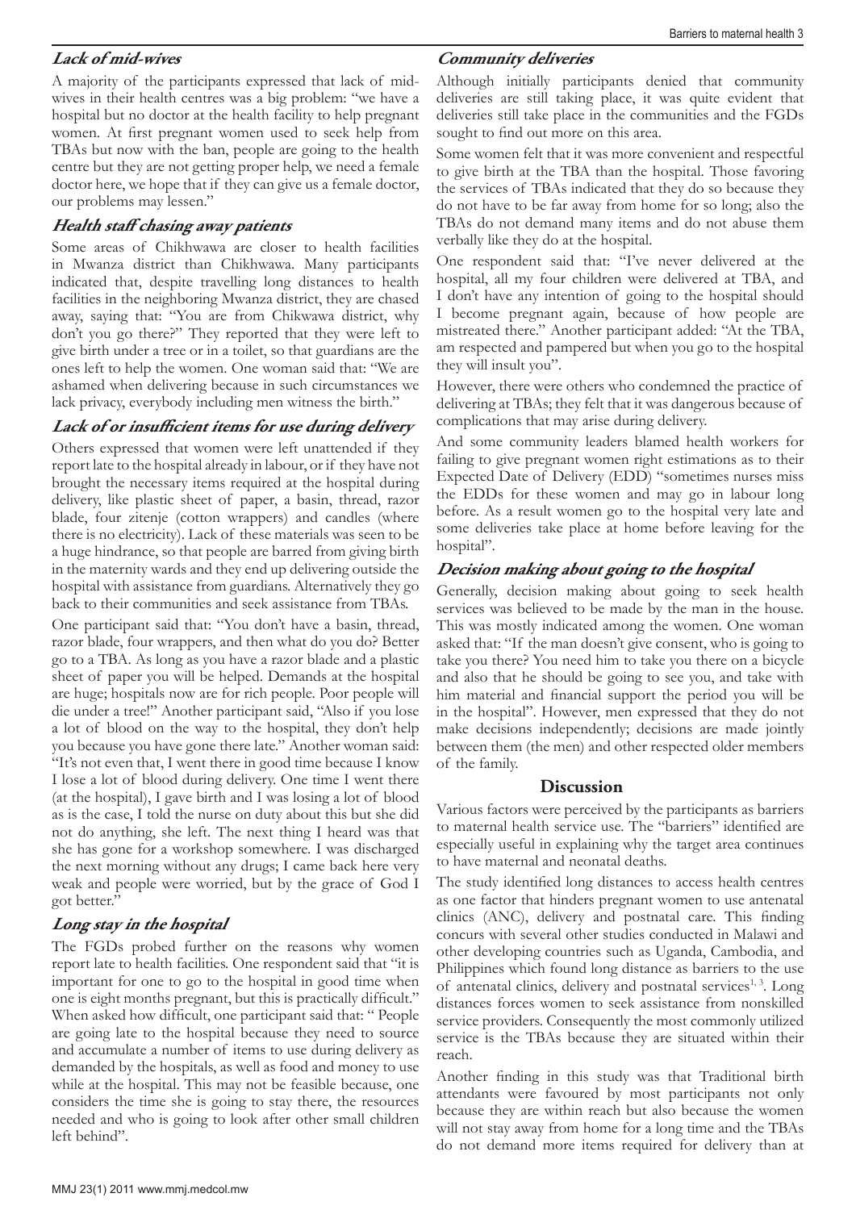### *Lack of mid-wives*

A majority of the participants expressed that lack of mid-wives in their health centres was a big problem: "we have a hospital but no doctor at the health facility to help pregnant women. At first pregnant women used to seek help from TBAs but now with the ban, people are going to the health centre but they are not getting proper help, we need a female doctor here, we hope that if they can give us a female doctor, our problems may lessen."

### *Health staff chasing away patients*

Some areas of Chikhwawa are closer to health facilities in Mwanza district than Chikhwawa. Many participants indicated that, despite travelling long distances to health facilities in the neighboring Mwanza district, they are chased away, saying that: "You are from Chikwawa district, why don't you go there?" They reported that they were left to give birth under a tree or in a toilet, so that guardians are the ones left to help the women. One woman said that: "We are ashamed when delivering because in such circumstances we lack privacy, everybody including men witness the birth."

### *Lack of or insufficient items for use during delivery*

Others expressed that women were left unattended if they report late to the hospital already in labour, or if they have not brought the necessary items required at the hospital during delivery, like plastic sheet of paper, a basin, thread, razor blade, four zitenje (cotton wrappers) and candles (where there is no electricity). Lack of these materials was seen to be a huge hindrance, so that people are barred from giving birth in the maternity wards and they end up delivering outside the hospital with assistance from guardians. Alternatively they go back to their communities and seek assistance from TBAs.

One participant said that: "You don't have a basin, thread, razor blade, four wrappers, and then what do you do? Better go to a TBA. As long as you have a razor blade and a plastic sheet of paper you will be helped. Demands at the hospital are huge; hospitals now are for rich people. Poor people will die under a tree!" Another participant said, "Also if you lose a lot of blood on the way to the hospital, they don't help you because you have gone there late." Another woman said: "It's not even that, I went there in good time because I know I lose a lot of blood during delivery. One time I went there (at the hospital), I gave birth and I was losing a lot of blood as is the case, I told the nurse on duty about this but she did not do anything, she left. The next thing I heard was that she has gone for a workshop somewhere. I was discharged the next morning without any drugs; I came back here very weak and people were worried, but by the grace of God I got better."

### *Long stay in the hospital*

The FGDs probed further on the reasons why women report late to health facilities. One respondent said that "it is important for one to go to the hospital in good time when one is eight months pregnant, but this is practically difficult." When asked how difficult, one participant said that: " People are going late to the hospital because they need to source and accumulate a number of items to use during delivery as demanded by the hospitals, as well as food and money to use while at the hospital. This may not be feasible because, one considers the time she is going to stay there, the resources needed and who is going to look after other small children left behind".

### *Community deliveries*

Although initially participants denied that community deliveries are still taking place, it was quite evident that deliveries still take place in the communities and the FGDs sought to find out more on this area.

Some women felt that it was more convenient and respectful to give birth at the TBA than the hospital. Those favoring the services of TBAs indicated that they do so because they do not have to be far away from home for so long; also the TBAs do not demand many items and do not abuse them verbally like they do at the hospital.

One respondent said that: "I've never delivered at the hospital, all my four children were delivered at TBA, and I don't have any intention of going to the hospital should I become pregnant again, because of how people are mistreated there." Another participant added: "At the TBA, am respected and pampered but when you go to the hospital they will insult you".

However, there were others who condemned the practice of delivering at TBAs; they felt that it was dangerous because of complications that may arise during delivery.

And some community leaders blamed health workers for failing to give pregnant women right estimations as to their Expected Date of Delivery (EDD) "sometimes nurses miss the EDDs for these women and may go in labour long before. As a result women go to the hospital very late and some deliveries take place at home before leaving for the hospital".

### *Decision making about going to the hospital*

Generally, decision making about going to seek health services was believed to be made by the man in the house. This was mostly indicated among the women. One woman asked that: "If the man doesn't give consent, who is going to take you there? You need him to take you there on a bicycle and also that he should be going to see you, and take with him material and financial support the period you will be in the hospital". However, men expressed that they do not make decisions independently; decisions are made jointly between them (the men) and other respected older members of the family.

## Discussion

Various factors were perceived by the participants as barriers to maternal health service use. The "barriers" identified are especially useful in explaining why the target area continues to have maternal and neonatal deaths.

The study identified long distances to access health centres as one factor that hinders pregnant women to use antenatal clinics (ANC), delivery and postnatal care. This finding concurs with several other studies conducted in Malawi and other developing countries such as Uganda, Cambodia, and Philippines which found long distance as barriers to the use of antenatal clinics, delivery and postnatal services[1, 3]. Long distances forces women to seek assistance from nonskilled service providers. Consequently the most commonly utilized service is the TBAs because they are situated within their reach.

Another finding in this study was that Traditional birth attendants were favoured by most participants not only because they are within reach but also because the women will not stay away from home for a long time and the TBAs do not demand more items required for delivery than at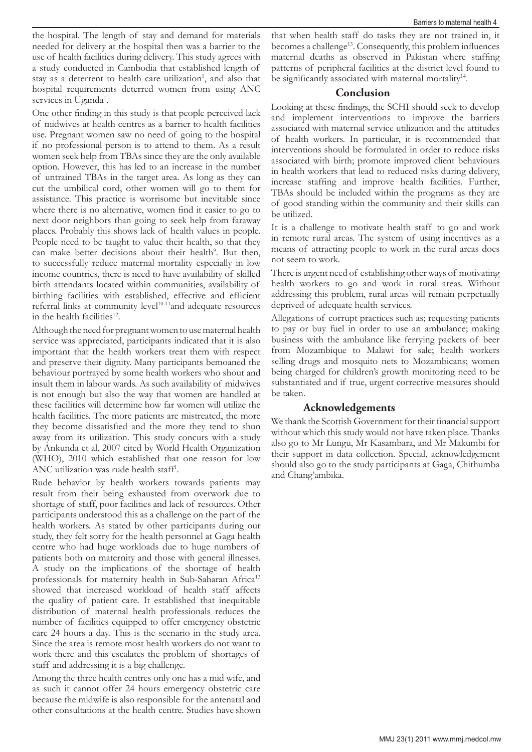the hospital. The length of stay and demand for materials needed for delivery at the hospital then was a barrier to the use of health facilities during delivery. This study agrees with a study conducted in Cambodia that established length of stay as a deterrent to health care utilization[1], and also that hospital requirements deterred women from using ANC services in Uganda[1].

One other finding in this study is that people perceived lack of midwives at health centres as a barrier to health facilities use. Pregnant women saw no need of going to the hospital if no professional person is to attend to them. As a result women seek help from TBAs since they are the only available option. However, this has led to an increase in the number of untrained TBAs in the target area. As long as they can cut the umbilical cord, other women will go to them for assistance. This practice is worrisome but inevitable since where there is no alternative, women find it easier to go to next door neighbors than going to seek help from faraway places. Probably this shows lack of health values in people. People need to be taught to value their health, so that they can make better decisions about their health[9]. But then, to successfully reduce maternal mortality especially in low income countries, there is need to have availability of skilled birth attendants located within communities, availability of birthing facilities with established, effective and efficient referral links at community level[10-11]and adequate resources in the health facilities[12].

Although the need for pregnant women to use maternal health service was appreciated, participants indicated that it is also important that the health workers treat them with respect and preserve their dignity. Many participants bemoaned the behaviour portrayed by some health workers who shout and insult them in labour wards. As such availability of midwives is not enough but also the way that women are handled at these facilities will determine how far women will utilize the health facilities. The more patients are mistreated, the more they become dissatisfied and the more they tend to shun away from its utilization. This study concurs with a study by Ankunda et al, 2007 cited by World Health Organization (WHO), 2010 which established that one reason for low ANC utilization was rude health staff[1].

Rude behavior by health workers towards patients may result from their being exhausted from overwork due to shortage of staff, poor facilities and lack of resources. Other participants understood this as a challenge on the part of the health workers. As stated by other participants during our study, they felt sorry for the health personnel at Gaga health centre who had huge workloads due to huge numbers of patients both on maternity and those with general illnesses. A study on the implications of the shortage of health professionals for maternity health in Sub-Saharan Africa[13] showed that increased workload of health staff affects the quality of patient care. It established that inequitable distribution of maternal health professionals reduces the number of facilities equipped to offer emergency obstetric care 24 hours a day. This is the scenario in the study area. Since the area is remote most health workers do not want to work there and this escalates the problem of shortages of staff and addressing it is a big challenge.

Among the three health centres only one has a mid wife, and as such it cannot offer 24 hours emergency obstetric care because the midwife is also responsible for the antenatal and other consultations at the health centre. Studies have shown that when health staff do tasks they are not trained in, it becomes a challenge[13]. Consequently, this problem influences maternal deaths as observed in Pakistan where staffing patterns of peripheral facilities at the district level found to be significantly associated with maternal mortality[14].

## Conclusion

Looking at these findings, the SCHI should seek to develop and implement interventions to improve the barriers associated with maternal service utilization and the attitudes of health workers. In particular, it is recommended that interventions should be formulated in order to reduce risks associated with birth; promote improved client behaviours in health workers that lead to reduced risks during delivery, increase staffing and improve health facilities. Further, TBAs should be included within the programs as they are of good standing within the community and their skills can be utilized.

It is a challenge to motivate health staff to go and work in remote rural areas. The system of using incentives as a means of attracting people to work in the rural areas does not seem to work.

There is urgent need of establishing other ways of motivating health workers to go and work in rural areas. Without addressing this problem, rural areas will remain perpetually deprived of adequate health services.

Allegations of corrupt practices such as; requesting patients to pay or buy fuel in order to use an ambulance; making business with the ambulance like ferrying packets of beer from Mozambique to Malawi for sale; health workers selling drugs and mosquito nets to Mozambicans; women being charged for children's growth monitoring need to be substantiated and if true, urgent corrective measures should be taken.

## Acknowledgements

We thank the Scottish Government for their financial support without which this study would not have taken place. Thanks also go to Mr Lungu, Mr Kasambara, and Mr Makumbi for their support in data collection. Special, acknowledgement should also go to the study participants at Gaga, Chithumba and Chang'ambika.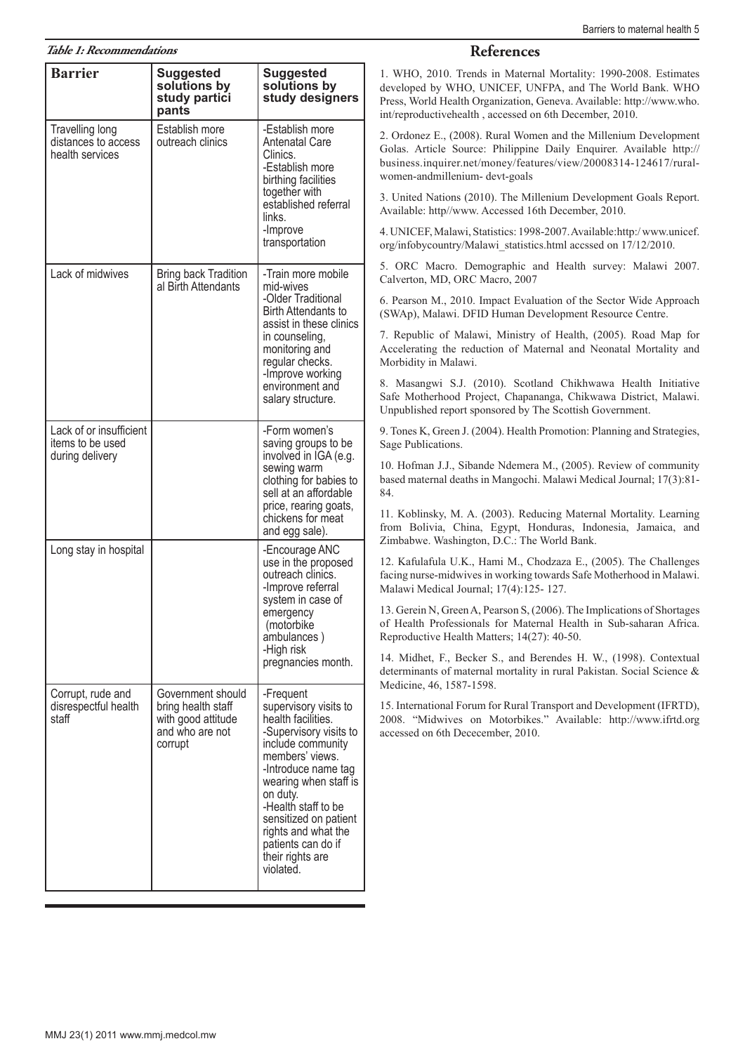*Table 1: Recommendations*

| Barrier | Suggested solutions by study partici pants | Suggested solutions by study designers |
|---|---|---|
| Travelling long distances to access health services | Establish more outreach clinics | -Establish more Antenatal Care Clinics. -Establish more birthing facilities together with established referral links. -Improve transportation |
| Lack of midwives | Bring back Tradition al Birth Attendants | -Train more mobile mid-wives -Older Traditional Birth Attendants to assist in these clinics in counseling, monitoring and regular checks. -Improve working environment and salary structure. |
| Lack of or insufficient items to be used during delivery | | -Form women's saving groups to be involved in IGA (e.g. sewing warm clothing for babies to sell at an affordable price, rearing goats, chickens for meat and egg sale). |
| Long stay in hospital | | -Encourage ANC use in the proposed outreach clinics. -Improve referral system in case of emergency (motorbike ambulances ) -High risk pregnancies month. |
| Corrupt, rude and disrespectful health staff | Government should bring health staff with good attitude and who are not corrupt | -Frequent supervisory visits to health facilities. -Supervisory visits to include community members' views. -Introduce name tag wearing when staff is on duty. -Health staff to be sensitized on patient rights and what the patients can do if their rights are violated. |

## References

1. WHO, 2010. Trends in Maternal Mortality: 1990-2008. Estimates developed by WHO, UNICEF, UNFPA, and The World Bank. WHO Press, World Health Organization, Geneva. Available: http://www.who.int/reproductivehealth , accessed on 6th December, 2010.

2. Ordonez E., (2008). Rural Women and the Millenium Development Golas. Article Source: Philippine Daily Enquirer. Available http://business.inquirer.net/money/features/view/20008314-124617/rural-women-andmillenium- devt-goals

3. United Nations (2010). The Millenium Development Goals Report. Available: http//www. Accessed 16th December, 2010.

4. UNICEF, Malawi, Statistics: 1998-2007. Available:http:/ www.unicef.org/infobycountry/Malawi_statistics.html accssed on 17/12/2010.

5. ORC Macro. Demographic and Health survey: Malawi 2007. Calverton, MD, ORC Macro, 2007

6. Pearson M., 2010. Impact Evaluation of the Sector Wide Approach (SWAp), Malawi. DFID Human Development Resource Centre.

7. Republic of Malawi, Ministry of Health, (2005). Road Map for Accelerating the reduction of Maternal and Neonatal Mortality and Morbidity in Malawi.

8. Masangwi S.J. (2010). Scotland Chikhwawa Health Initiative Safe Motherhood Project, Chapananga, Chikwawa District, Malawi. Unpublished report sponsored by The Scottish Government.

9. Tones K, Green J. (2004). Health Promotion: Planning and Strategies, Sage Publications.

10. Hofman J.J., Sibande Ndemera M., (2005). Review of community based maternal deaths in Mangochi. Malawi Medical Journal; 17(3):81-84.

11. Koblinsky, M. A. (2003). Reducing Maternal Mortality. Learning from Bolivia, China, Egypt, Honduras, Indonesia, Jamaica, and Zimbabwe. Washington, D.C.: The World Bank.

12. Kafulafula U.K., Hami M., Chodzaza E., (2005). The Challenges facing nurse-midwives in working towards Safe Motherhood in Malawi. Malawi Medical Journal; 17(4):125- 127.

13. Gerein N, Green A, Pearson S, (2006). The Implications of Shortages of Health Professionals for Maternal Health in Sub-saharan Africa. Reproductive Health Matters; 14(27): 40-50.

14. Midhet, F., Becker S., and Berendes H. W., (1998). Contextual determinants of maternal mortality in rural Pakistan. Social Science & Medicine, 46, 1587-1598.

15. International Forum for Rural Transport and Development (IFRTD), 2008. "Midwives on Motorbikes." Available: http://www.ifrtd.org accessed on 6th Dececember, 2010.